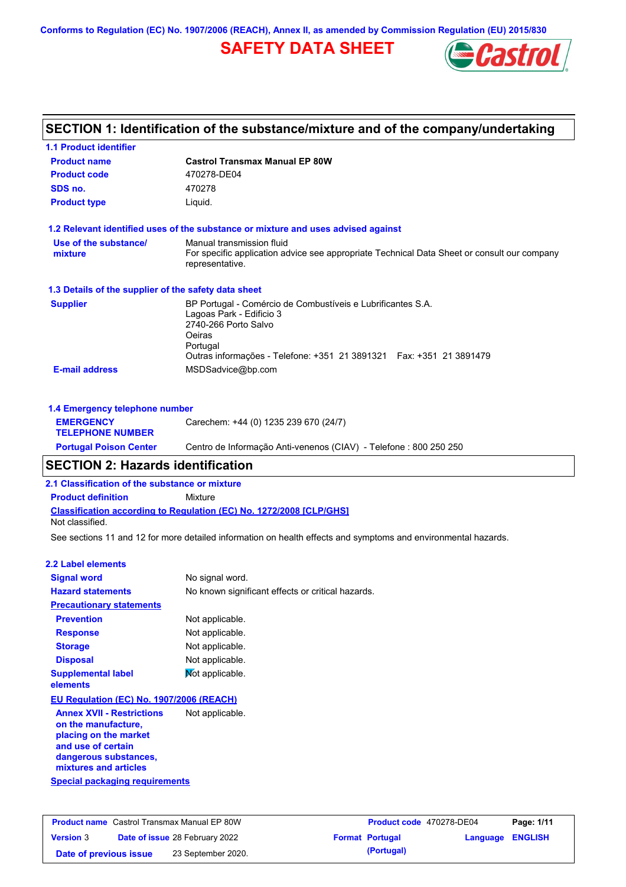Conforms to Regulation (EC) No. 1907/2006 (REACH), Annex II, as amended by Commission Regulation (EU) 2015/830

# SAFETY DATA SHEET

## SECTION 1: Identification of the substance/mixture and of the company/undertaking

### 1.1 Product identifier

| | |
|---|---|
| **Product name** | **Castrol Transmax Manual EP 80W** |
| **Product code** | 470278-DE04 |
| **SDS no.** | 470278 |
| **Product type** | Liquid. |

### 1.2 Relevant identified uses of the substance or mixture and uses advised against

**Use of the substance/ mixture**: Manual transmission fluid
For specific application advice see appropriate Technical Data Sheet or consult our company representative.

### 1.3 Details of the supplier of the safety data sheet

**Supplier**: BP Portugal - Comércio de Combustíveis e Lubrificantes S.A.
Lagoas Park - Edificio 3
2740-266 Porto Salvo
Oeiras
Portugal
Outras informações - Telefone: +351 21 3891321 Fax: +351 21 3891479

**E-mail address**: MSDSadvice@bp.com

### 1.4 Emergency telephone number

| | |
|---|---|
| **EMERGENCY TELEPHONE NUMBER** | Carechem: +44 (0) 1235 239 670 (24/7) |
| **Portugal Poison Center** | Centro de Informação Anti-venenos (CIAV) - Telefone : 800 250 250 |

## SECTION 2: Hazards identification

### 2.1 Classification of the substance or mixture

**Product definition**: Mixture

**Classification according to Regulation (EC) No. 1272/2008 [CLP/GHS]**

Not classified.

See sections 11 and 12 for more detailed information on health effects and symptoms and environmental hazards.

### 2.2 Label elements

| | |
|---|---|
| **Signal word** | No signal word. |
| **Hazard statements** | No known significant effects or critical hazards. |

**Precautionary statements**

| | |
|---|---|
| **Prevention** | Not applicable. |
| **Response** | Not applicable. |
| **Storage** | Not applicable. |
| **Disposal** | Not applicable. |
| **Supplemental label elements** | Not applicable. |

**EU Regulation (EC) No. 1907/2006 (REACH)**

| | |
|---|---|
| **Annex XVII - Restrictions on the manufacture, placing on the market and use of certain dangerous substances, mixtures and articles** | Not applicable. |

**Special packaging requirements**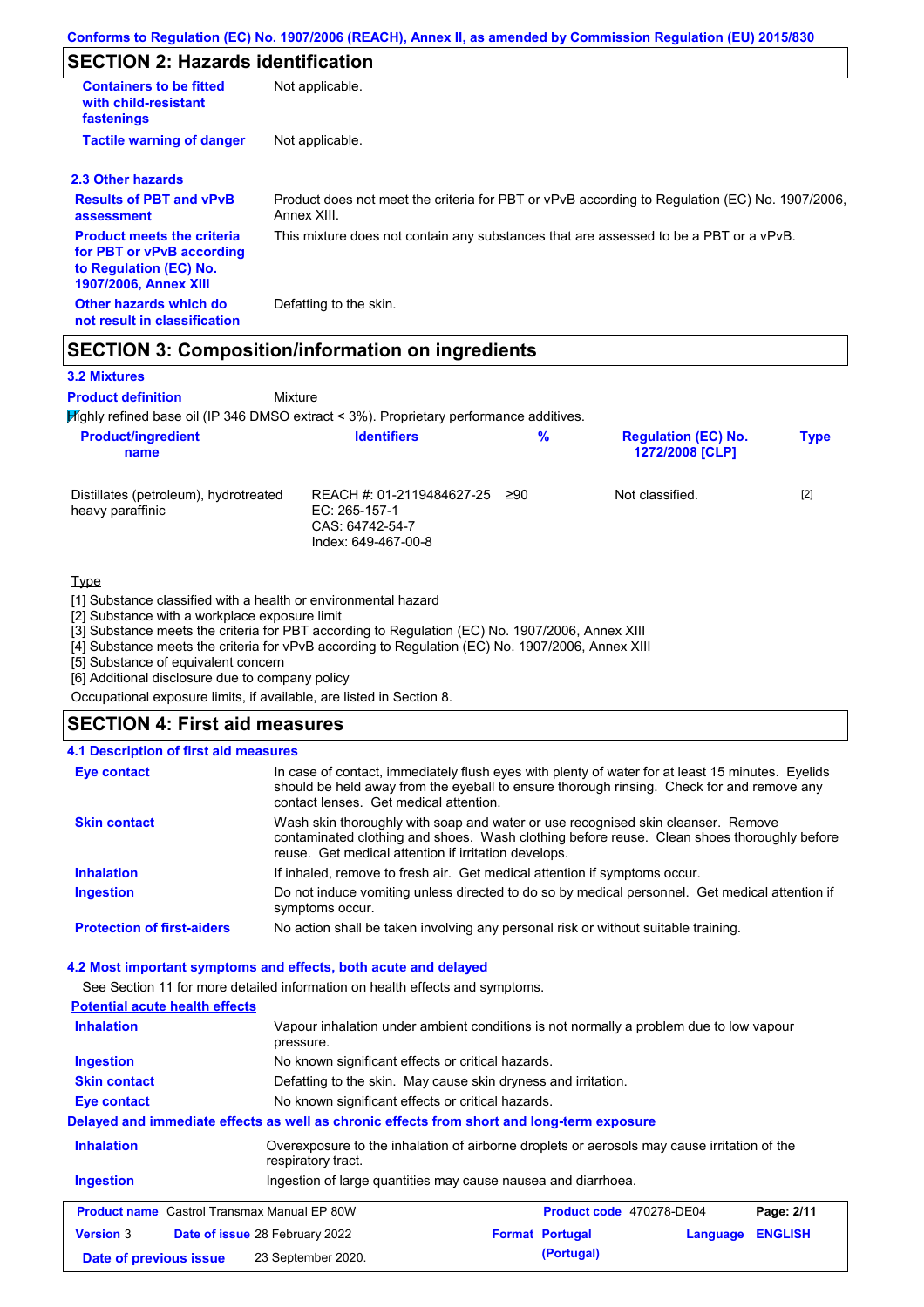Conforms to Regulation (EC) No. 1907/2006 (REACH), Annex II, as amended by Commission Regulation (EU) 2015/830

## SECTION 2: Hazards identification

| | |
|---|---|
| **Containers to be fitted with child-resistant fastenings** | Not applicable. |
| **Tactile warning of danger** | Not applicable. |

### 2.3 Other hazards

| | |
|---|---|
| **Results of PBT and vPvB assessment** | Product does not meet the criteria for PBT or vPvB according to Regulation (EC) No. 1907/2006, Annex XIII. |
| **Product meets the criteria for PBT or vPvB according to Regulation (EC) No. 1907/2006, Annex XIII** | This mixture does not contain any substances that are assessed to be a PBT or a vPvB. |
| **Other hazards which do not result in classification** | Defatting to the skin. |

## SECTION 3: Composition/information on ingredients

### 3.2 Mixtures

**Product definition** Mixture

Highly refined base oil (IP 346 DMSO extract < 3%). Proprietary performance additives.

| Product/ingredient name | Identifiers | % | Regulation (EC) No. 1272/2008 [CLP] | Type |
|---|---|---|---|---|
| Distillates (petroleum), hydrotreated heavy paraffinic | REACH #: 01-2119484627-25<br>EC: 265-157-1<br>CAS: 64742-54-7<br>Index: 649-467-00-8 | ≥90 | Not classified. | [2] |

Type

[1] Substance classified with a health or environmental hazard
[2] Substance with a workplace exposure limit
[3] Substance meets the criteria for PBT according to Regulation (EC) No. 1907/2006, Annex XIII
[4] Substance meets the criteria for vPvB according to Regulation (EC) No. 1907/2006, Annex XIII
[5] Substance of equivalent concern
[6] Additional disclosure due to company policy

Occupational exposure limits, if available, are listed in Section 8.

## SECTION 4: First aid measures

### 4.1 Description of first aid measures

| | |
|---|---|
| **Eye contact** | In case of contact, immediately flush eyes with plenty of water for at least 15 minutes. Eyelids should be held away from the eyeball to ensure thorough rinsing. Check for and remove any contact lenses. Get medical attention. |
| **Skin contact** | Wash skin thoroughly with soap and water or use recognised skin cleanser. Remove contaminated clothing and shoes. Wash clothing before reuse. Clean shoes thoroughly before reuse. Get medical attention if irritation develops. |
| **Inhalation** | If inhaled, remove to fresh air. Get medical attention if symptoms occur. |
| **Ingestion** | Do not induce vomiting unless directed to do so by medical personnel. Get medical attention if symptoms occur. |
| **Protection of first-aiders** | No action shall be taken involving any personal risk or without suitable training. |

### 4.2 Most important symptoms and effects, both acute and delayed

See Section 11 for more detailed information on health effects and symptoms.

**Potential acute health effects**

| | |
|---|---|
| **Inhalation** | Vapour inhalation under ambient conditions is not normally a problem due to low vapour pressure. |
| **Ingestion** | No known significant effects or critical hazards. |
| **Skin contact** | Defatting to the skin. May cause skin dryness and irritation. |
| **Eye contact** | No known significant effects or critical hazards. |

**Delayed and immediate effects as well as chronic effects from short and long-term exposure**

| | |
|---|---|
| **Inhalation** | Overexposure to the inhalation of airborne droplets or aerosols may cause irritation of the respiratory tract. |
| **Ingestion** | Ingestion of large quantities may cause nausea and diarrhoea. |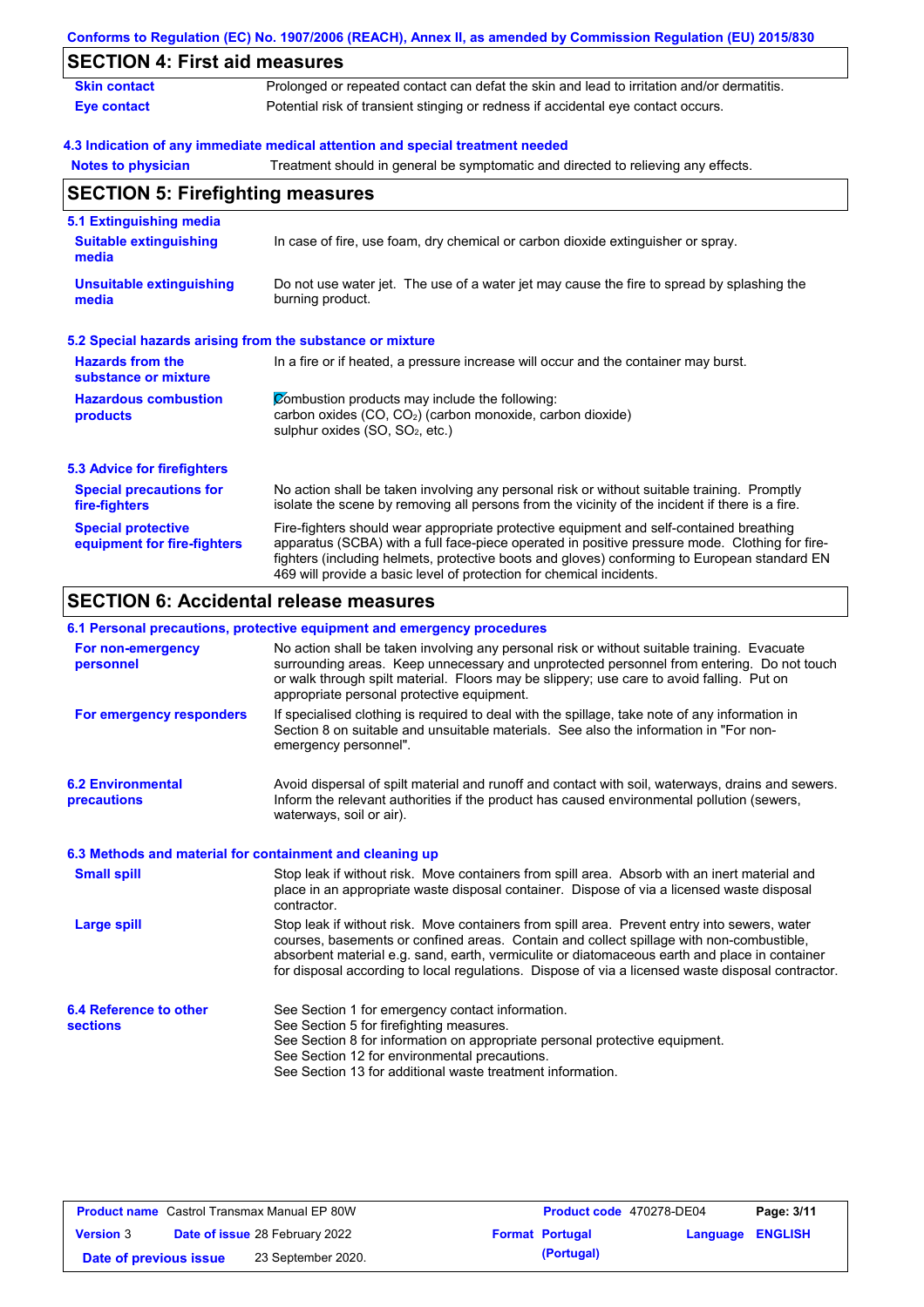Conforms to Regulation (EC) No. 1907/2006 (REACH), Annex II, as amended by Commission Regulation (EU) 2015/830

## SECTION 4: First aid measures

**Skin contact** Prolonged or repeated contact can defat the skin and lead to irritation and/or dermatitis.

**Eye contact** Potential risk of transient stinging or redness if accidental eye contact occurs.

### 4.3 Indication of any immediate medical attention and special treatment needed

**Notes to physician** Treatment should in general be symptomatic and directed to relieving any effects.

## SECTION 5: Firefighting measures

### 5.1 Extinguishing media

**Suitable extinguishing media** In case of fire, use foam, dry chemical or carbon dioxide extinguisher or spray.

**Unsuitable extinguishing media** Do not use water jet. The use of a water jet may cause the fire to spread by splashing the burning product.

### 5.2 Special hazards arising from the substance or mixture

**Hazards from the substance or mixture** In a fire or if heated, a pressure increase will occur and the container may burst.

**Hazardous combustion products** Combustion products may include the following:
carbon oxides (CO, $CO_2$) (carbon monoxide, carbon dioxide)
sulphur oxides (SO, $SO_2$, etc.)

### 5.3 Advice for firefighters

**Special precautions for fire-fighters** No action shall be taken involving any personal risk or without suitable training. Promptly isolate the scene by removing all persons from the vicinity of the incident if there is a fire.

**Special protective equipment for fire-fighters** Fire-fighters should wear appropriate protective equipment and self-contained breathing apparatus (SCBA) with a full face-piece operated in positive pressure mode. Clothing for fire-fighters (including helmets, protective boots and gloves) conforming to European standard EN 469 will provide a basic level of protection for chemical incidents.

## SECTION 6: Accidental release measures

### 6.1 Personal precautions, protective equipment and emergency procedures

**For non-emergency personnel** No action shall be taken involving any personal risk or without suitable training. Evacuate surrounding areas. Keep unnecessary and unprotected personnel from entering. Do not touch or walk through spilt material. Floors may be slippery; use care to avoid falling. Put on appropriate personal protective equipment.

**For emergency responders** If specialised clothing is required to deal with the spillage, take note of any information in Section 8 on suitable and unsuitable materials. See also the information in "For non-emergency personnel".

### 6.2 Environmental precautions

Avoid dispersal of spilt material and runoff and contact with soil, waterways, drains and sewers. Inform the relevant authorities if the product has caused environmental pollution (sewers, waterways, soil or air).

### 6.3 Methods and material for containment and cleaning up

**Small spill** Stop leak if without risk. Move containers from spill area. Absorb with an inert material and place in an appropriate waste disposal container. Dispose of via a licensed waste disposal contractor.

**Large spill** Stop leak if without risk. Move containers from spill area. Prevent entry into sewers, water courses, basements or confined areas. Contain and collect spillage with non-combustible, absorbent material e.g. sand, earth, vermiculite or diatomaceous earth and place in container for disposal according to local regulations. Dispose of via a licensed waste disposal contractor.

### 6.4 Reference to other sections

See Section 1 for emergency contact information.
See Section 5 for firefighting measures.
See Section 8 for information on appropriate personal protective equipment.
See Section 12 for environmental precautions.
See Section 13 for additional waste treatment information.

| Product name Castrol Transmax Manual EP 80W | | Product code 470278-DE04 | Page: 3/11 |
|---|---|---|---|
| Version 3 | Date of issue 28 February 2022 | Format Portugal (Portugal) | Language ENGLISH |
| Date of previous issue | 23 September 2020. | | |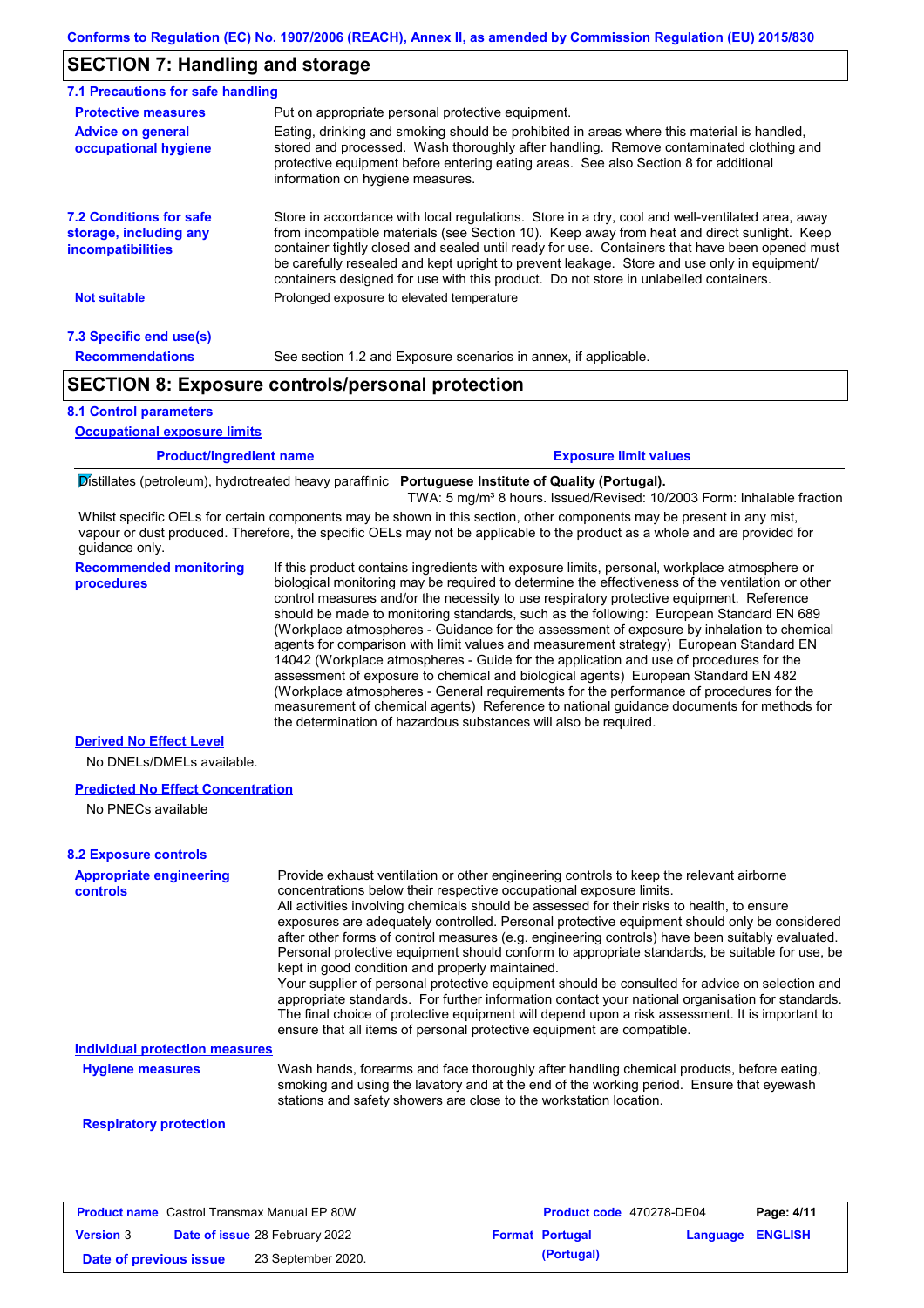## SECTION 7: Handling and storage

### 7.1 Precautions for safe handling

**Protective measures**

Put on appropriate personal protective equipment.

**Advice on general occupational hygiene**

Eating, drinking and smoking should be prohibited in areas where this material is handled, stored and processed. Wash thoroughly after handling. Remove contaminated clothing and protective equipment before entering eating areas. See also Section 8 for additional information on hygiene measures.

### 7.2 Conditions for safe storage, including any incompatibilities

Store in accordance with local regulations. Store in a dry, cool and well-ventilated area, away from incompatible materials (see Section 10). Keep away from heat and direct sunlight. Keep container tightly closed and sealed until ready for use. Containers that have been opened must be carefully resealed and kept upright to prevent leakage. Store and use only in equipment/ containers designed for use with this product. Do not store in unlabelled containers.

**Not suitable**

Prolonged exposure to elevated temperature

### 7.3 Specific end use(s)

**Recommendations**

See section 1.2 and Exposure scenarios in annex, if applicable.

## SECTION 8: Exposure controls/personal protection

### 8.1 Control parameters

**Occupational exposure limits**

| Product/ingredient name | Exposure limit values |
|---|---|
| Distillates (petroleum), hydrotreated heavy paraffinic | **Portuguese Institute of Quality (Portugal).** TWA: 5 mg/m³ 8 hours. Issued/Revised: 10/2003 Form: Inhalable fraction |

Whilst specific OELs for certain components may be shown in this section, other components may be present in any mist, vapour or dust produced. Therefore, the specific OELs may not be applicable to the product as a whole and are provided for guidance only.

**Recommended monitoring procedures**

If this product contains ingredients with exposure limits, personal, workplace atmosphere or biological monitoring may be required to determine the effectiveness of the ventilation or other control measures and/or the necessity to use respiratory protective equipment. Reference should be made to monitoring standards, such as the following: European Standard EN 689 (Workplace atmospheres - Guidance for the assessment of exposure by inhalation to chemical agents for comparison with limit values and measurement strategy) European Standard EN 14042 (Workplace atmospheres - Guide for the application and use of procedures for the assessment of exposure to chemical and biological agents) European Standard EN 482 (Workplace atmospheres - General requirements for the performance of procedures for the measurement of chemical agents) Reference to national guidance documents for methods for the determination of hazardous substances will also be required.

**Derived No Effect Level**

No DNELs/DMELs available.

**Predicted No Effect Concentration**

No PNECs available

### 8.2 Exposure controls

**Appropriate engineering controls**

Provide exhaust ventilation or other engineering controls to keep the relevant airborne concentrations below their respective occupational exposure limits.
All activities involving chemicals should be assessed for their risks to health, to ensure exposures are adequately controlled. Personal protective equipment should only be considered after other forms of control measures (e.g. engineering controls) have been suitably evaluated. Personal protective equipment should conform to appropriate standards, be suitable for use, be kept in good condition and properly maintained.
Your supplier of personal protective equipment should be consulted for advice on selection and appropriate standards. For further information contact your national organisation for standards. The final choice of protective equipment will depend upon a risk assessment. It is important to ensure that all items of personal protective equipment are compatible.

**Individual protection measures**

**Hygiene measures**

Wash hands, forearms and face thoroughly after handling chemical products, before eating, smoking and using the lavatory and at the end of the working period. Ensure that eyewash stations and safety showers are close to the workstation location.

**Respiratory protection**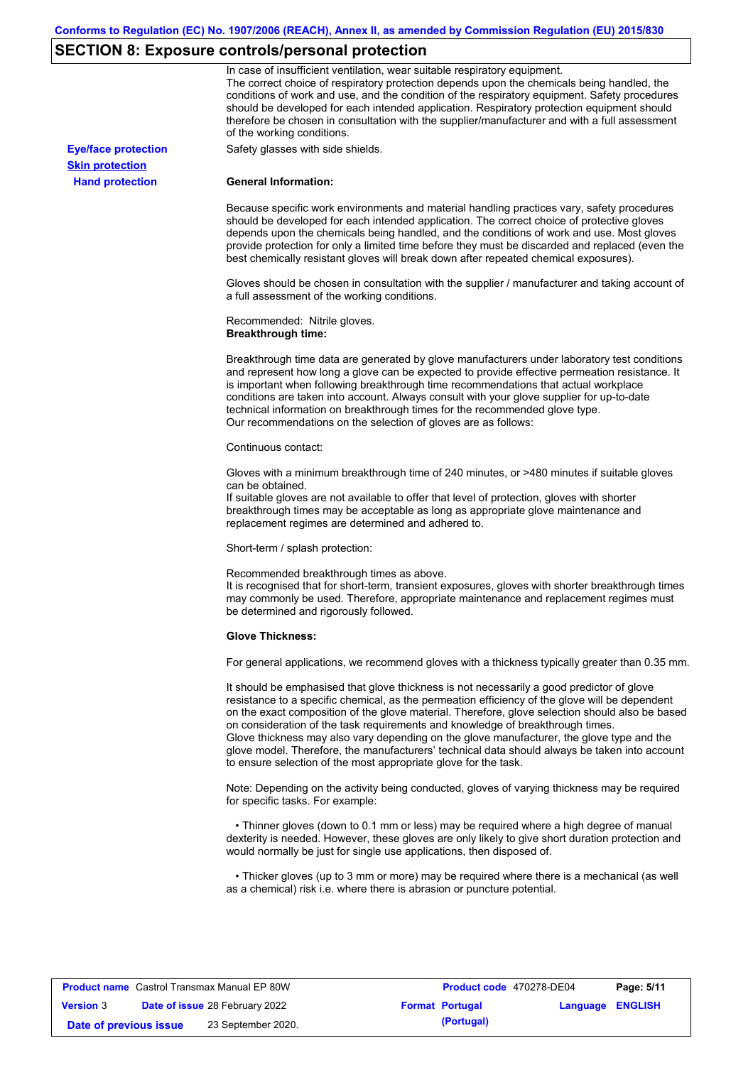## SECTION 8: Exposure controls/personal protection

In case of insufficient ventilation, wear suitable respiratory equipment.
The correct choice of respiratory protection depends upon the chemicals being handled, the conditions of work and use, and the condition of the respiratory equipment. Safety procedures should be developed for each intended application. Respiratory protection equipment should therefore be chosen in consultation with the supplier/manufacturer and with a full assessment of the working conditions.

**Eye/face protection**

Safety glasses with side shields.

**Skin protection**

**Hand protection**

**General Information:**

Because specific work environments and material handling practices vary, safety procedures should be developed for each intended application. The correct choice of protective gloves depends upon the chemicals being handled, and the conditions of work and use. Most gloves provide protection for only a limited time before they must be discarded and replaced (even the best chemically resistant gloves will break down after repeated chemical exposures).

Gloves should be chosen in consultation with the supplier / manufacturer and taking account of a full assessment of the working conditions.

Recommended: Nitrile gloves.

**Breakthrough time:**

Breakthrough time data are generated by glove manufacturers under laboratory test conditions and represent how long a glove can be expected to provide effective permeation resistance. It is important when following breakthrough time recommendations that actual workplace conditions are taken into account. Always consult with your glove supplier for up-to-date technical information on breakthrough times for the recommended glove type.
Our recommendations on the selection of gloves are as follows:

Continuous contact:

Gloves with a minimum breakthrough time of 240 minutes, or >480 minutes if suitable gloves can be obtained.
If suitable gloves are not available to offer that level of protection, gloves with shorter breakthrough times may be acceptable as long as appropriate glove maintenance and replacement regimes are determined and adhered to.

Short-term / splash protection:

Recommended breakthrough times as above.
It is recognised that for short-term, transient exposures, gloves with shorter breakthrough times may commonly be used. Therefore, appropriate maintenance and replacement regimes must be determined and rigorously followed.

**Glove Thickness:**

For general applications, we recommend gloves with a thickness typically greater than 0.35 mm.

It should be emphasised that glove thickness is not necessarily a good predictor of glove resistance to a specific chemical, as the permeation efficiency of the glove will be dependent on the exact composition of the glove material. Therefore, glove selection should also be based on consideration of the task requirements and knowledge of breakthrough times.
Glove thickness may also vary depending on the glove manufacturer, the glove type and the glove model. Therefore, the manufacturers' technical data should always be taken into account to ensure selection of the most appropriate glove for the task.

Note: Depending on the activity being conducted, gloves of varying thickness may be required for specific tasks. For example:

- Thinner gloves (down to 0.1 mm or less) may be required where a high degree of manual dexterity is needed. However, these gloves are only likely to give short duration protection and would normally be just for single use applications, then disposed of.

- Thicker gloves (up to 3 mm or more) may be required where there is a mechanical (as well as a chemical) risk i.e. where there is abrasion or puncture potential.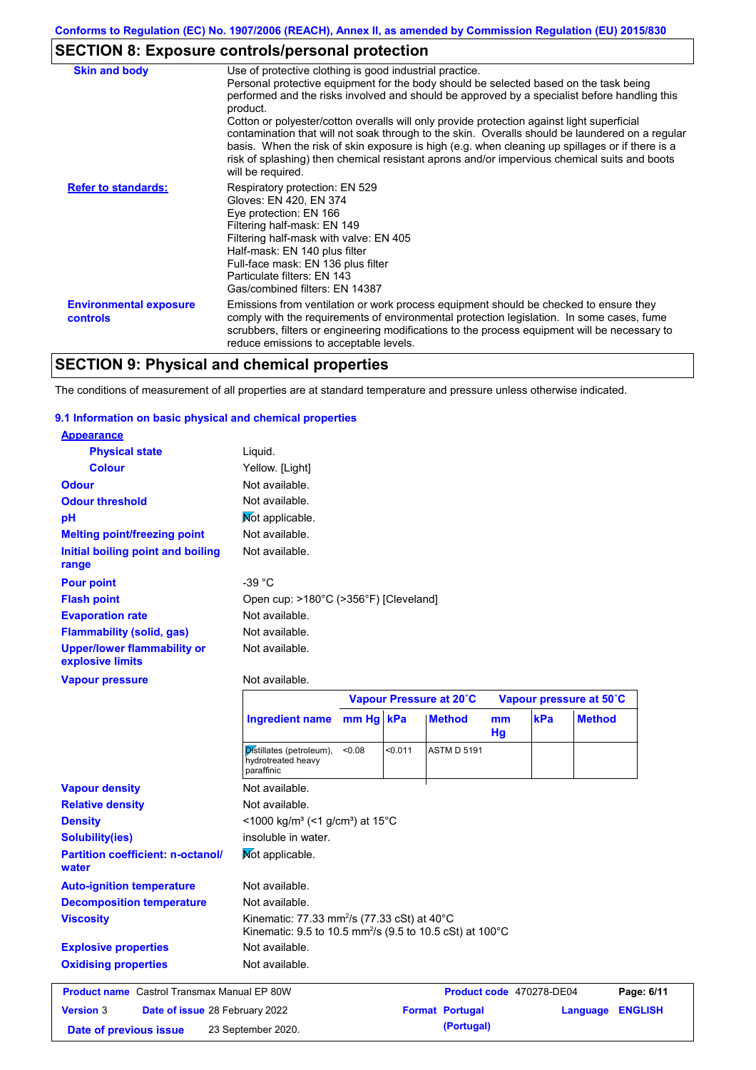Conforms to Regulation (EC) No. 1907/2006 (REACH), Annex II, as amended by Commission Regulation (EU) 2015/830

## SECTION 8: Exposure controls/personal protection

**Skin and body**

Use of protective clothing is good industrial practice.
Personal protective equipment for the body should be selected based on the task being performed and the risks involved and should be approved by a specialist before handling this product.
Cotton or polyester/cotton overalls will only provide protection against light superficial contamination that will not soak through to the skin. Overalls should be laundered on a regular basis. When the risk of skin exposure is high (e.g. when cleaning up spillages or if there is a risk of splashing) then chemical resistant aprons and/or impervious chemical suits and boots will be required.

**Refer to standards:**

Respiratory protection: EN 529
Gloves: EN 420, EN 374
Eye protection: EN 166
Filtering half-mask: EN 149
Filtering half-mask with valve: EN 405
Half-mask: EN 140 plus filter
Full-face mask: EN 136 plus filter
Particulate filters: EN 143
Gas/combined filters: EN 14387

**Environmental exposure controls**

Emissions from ventilation or work process equipment should be checked to ensure they comply with the requirements of environmental protection legislation. In some cases, fume scrubbers, filters or engineering modifications to the process equipment will be necessary to reduce emissions to acceptable levels.

## SECTION 9: Physical and chemical properties

The conditions of measurement of all properties are at standard temperature and pressure unless otherwise indicated.

### 9.1 Information on basic physical and chemical properties

**Appearance**

**Physical state**: Liquid.
**Colour**: Yellow. [Light]
**Odour**: Not available.
**Odour threshold**: Not available.
**pH**: Not applicable.
**Melting point/freezing point**: Not available.
**Initial boiling point and boiling range**: Not available.
**Pour point**: -39 °C
**Flash point**: Open cup: >180°C (>356°F) [Cleveland]
**Evaporation rate**: Not available.
**Flammability (solid, gas)**: Not available.
**Upper/lower flammability or explosive limits**: Not available.
**Vapour pressure**: Not available.

| | Vapour Pressure at 20˚C | | | Vapour pressure at 50˚C | | |
|---|---|---|---|---|---|---|
| Ingredient name | mm Hg | kPa | Method | mm Hg | kPa | Method |
| Distillates (petroleum), hydrotreated heavy paraffinic | <0.08 | <0.011 | ASTM D 5191 | | | |

**Vapour density**: Not available.
**Relative density**: Not available.
**Density**: <1000 kg/m³ (<1 g/cm³) at 15°C
**Solubility(ies)**: insoluble in water.
**Partition coefficient: n-octanol/water**: Not applicable.
**Auto-ignition temperature**: Not available.
**Decomposition temperature**: Not available.
**Viscosity**: Kinematic: 77.33 mm²/s (77.33 cSt) at 40°C
Kinematic: 9.5 to 10.5 mm²/s (9.5 to 10.5 cSt) at 100°C
**Explosive properties**: Not available.
**Oxidising properties**: Not available.

| Product name | Castrol Transmax Manual EP 80W | Product code | 470278-DE04 | Page: 6/11 |
|---|---|---|---|---|
| Version 3 | Date of issue 28 February 2022 | Format Portugal (Portugal) | Language ENGLISH | |
| Date of previous issue | 23 September 2020. | | | |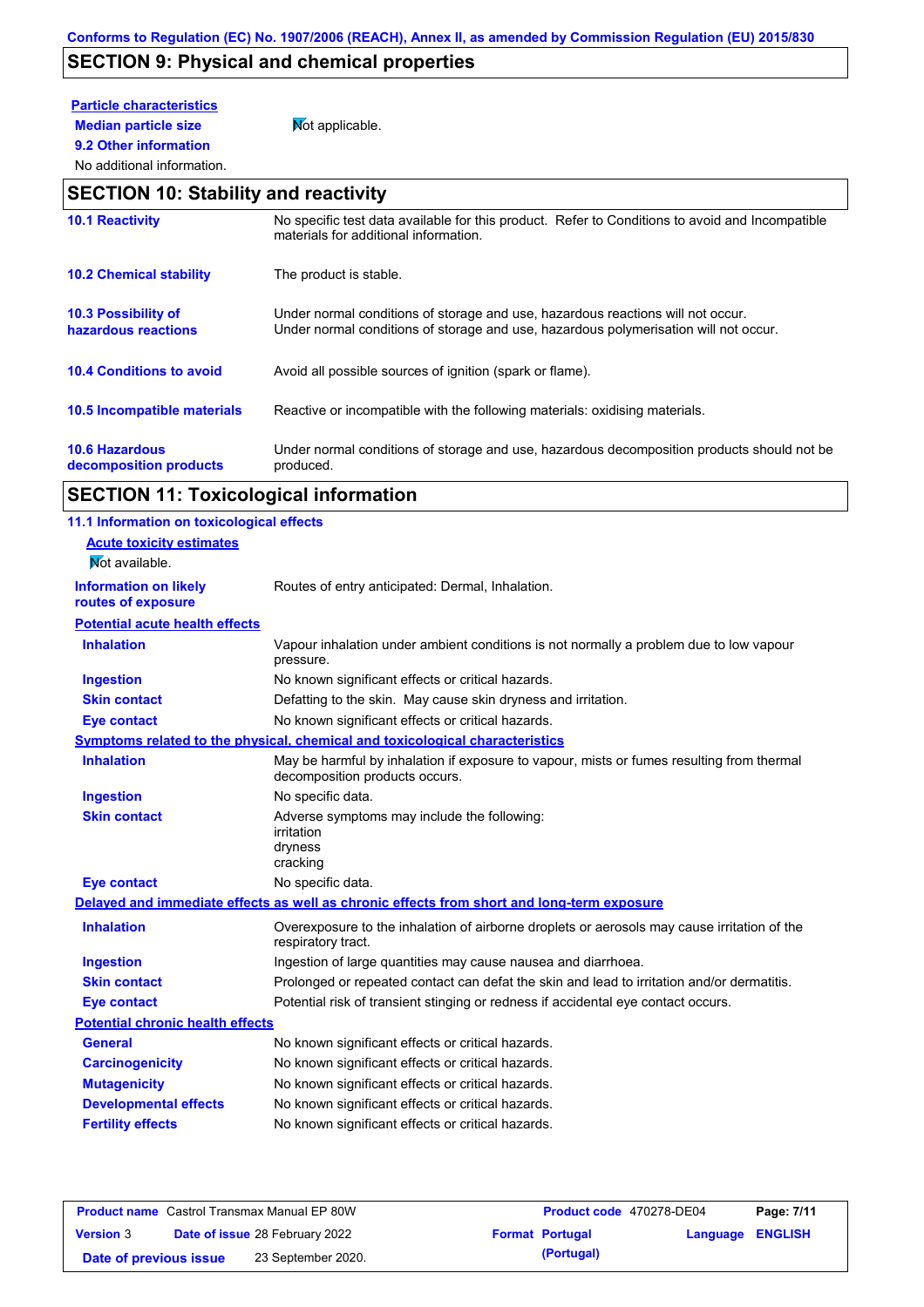## SECTION 9: Physical and chemical properties

**Particle characteristics**

**Median particle size** Not applicable.

**9.2 Other information**

No additional information.

## SECTION 10: Stability and reactivity

| | |
|---|---|
| **10.1 Reactivity** | No specific test data available for this product. Refer to Conditions to avoid and Incompatible materials for additional information. |
| **10.2 Chemical stability** | The product is stable. |
| **10.3 Possibility of hazardous reactions** | Under normal conditions of storage and use, hazardous reactions will not occur. Under normal conditions of storage and use, hazardous polymerisation will not occur. |
| **10.4 Conditions to avoid** | Avoid all possible sources of ignition (spark or flame). |
| **10.5 Incompatible materials** | Reactive or incompatible with the following materials: oxidising materials. |
| **10.6 Hazardous decomposition products** | Under normal conditions of storage and use, hazardous decomposition products should not be produced. |

## SECTION 11: Toxicological information

**11.1 Information on toxicological effects**

**Acute toxicity estimates**

Not available.

**Information on likely routes of exposure** Routes of entry anticipated: Dermal, Inhalation.

**Potential acute health effects**

| | |
|---|---|
| **Inhalation** | Vapour inhalation under ambient conditions is not normally a problem due to low vapour pressure. |
| **Ingestion** | No known significant effects or critical hazards. |
| **Skin contact** | Defatting to the skin. May cause skin dryness and irritation. |
| **Eye contact** | No known significant effects or critical hazards. |

**Symptoms related to the physical, chemical and toxicological characteristics**

| | |
|---|---|
| **Inhalation** | May be harmful by inhalation if exposure to vapour, mists or fumes resulting from thermal decomposition products occurs. |
| **Ingestion** | No specific data. |
| **Skin contact** | Adverse symptoms may include the following:<br>irritation<br>dryness<br>cracking |
| **Eye contact** | No specific data. |

**Delayed and immediate effects as well as chronic effects from short and long-term exposure**

| | |
|---|---|
| **Inhalation** | Overexposure to the inhalation of airborne droplets or aerosols may cause irritation of the respiratory tract. |
| **Ingestion** | Ingestion of large quantities may cause nausea and diarrhoea. |
| **Skin contact** | Prolonged or repeated contact can defat the skin and lead to irritation and/or dermatitis. |
| **Eye contact** | Potential risk of transient stinging or redness if accidental eye contact occurs. |

**Potential chronic health effects**

| | |
|---|---|
| **General** | No known significant effects or critical hazards. |
| **Carcinogenicity** | No known significant effects or critical hazards. |
| **Mutagenicity** | No known significant effects or critical hazards. |
| **Developmental effects** | No known significant effects or critical hazards. |
| **Fertility effects** | No known significant effects or critical hazards. |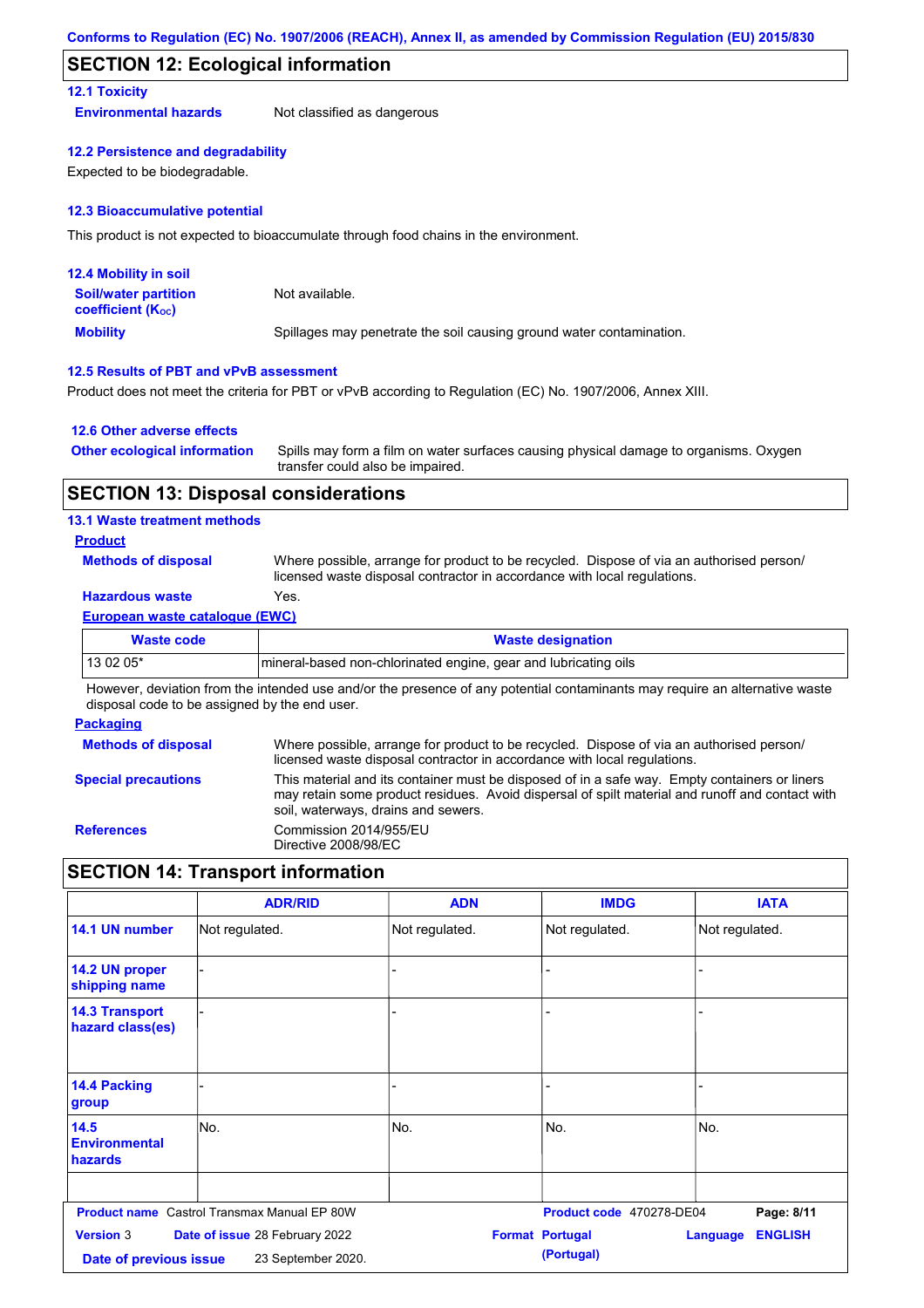## SECTION 12: Ecological information

### 12.1 Toxicity

**Environmental hazards** Not classified as dangerous

### 12.2 Persistence and degradability

Expected to be biodegradable.

### 12.3 Bioaccumulative potential

This product is not expected to bioaccumulate through food chains in the environment.

### 12.4 Mobility in soil

**Soil/water partition coefficient ($K_{OC}$)** Not available.

**Mobility** Spillages may penetrate the soil causing ground water contamination.

### 12.5 Results of PBT and vPvB assessment

Product does not meet the criteria for PBT or vPvB according to Regulation (EC) No. 1907/2006, Annex XIII.

### 12.6 Other adverse effects

**Other ecological information** Spills may form a film on water surfaces causing physical damage to organisms. Oxygen transfer could also be impaired.

## SECTION 13: Disposal considerations

### 13.1 Waste treatment methods

**Product**

**Methods of disposal** Where possible, arrange for product to be recycled. Dispose of via an authorised person/ licensed waste disposal contractor in accordance with local regulations.

**Hazardous waste** Yes.

**European waste catalogue (EWC)**

| Waste code | Waste designation |
|---|---|
| 13 02 05* | mineral-based non-chlorinated engine, gear and lubricating oils |

However, deviation from the intended use and/or the presence of any potential contaminants may require an alternative waste disposal code to be assigned by the end user.

**Packaging**

**Methods of disposal** Where possible, arrange for product to be recycled. Dispose of via an authorised person/ licensed waste disposal contractor in accordance with local regulations.

**Special precautions** This material and its container must be disposed of in a safe way. Empty containers or liners may retain some product residues. Avoid dispersal of spilt material and runoff and contact with soil, waterways, drains and sewers.

**References** Commission 2014/955/EU
Directive 2008/98/EC

## SECTION 14: Transport information

| | ADR/RID | ADN | IMDG | IATA |
|---|---|---|---|---|
| **14.1 UN number** | Not regulated. | Not regulated. | Not regulated. | Not regulated. |
| **14.2 UN proper shipping name** | - | - | - | - |
| **14.3 Transport hazard class(es)** | - | - | - | - |
| **14.4 Packing group** | - | - | - | - |
| **14.5 Environmental hazards** | No. | No. | No. | No. |
| | | | | |

**Product name** Castrol Transmax Manual EP 80W | **Product code** 470278-DE04
**Version** 3 | **Date of issue** 28 February 2022 | **Format** Portugal (Portugal) | **Language** ENGLISH
**Date of previous issue** 23 September 2020.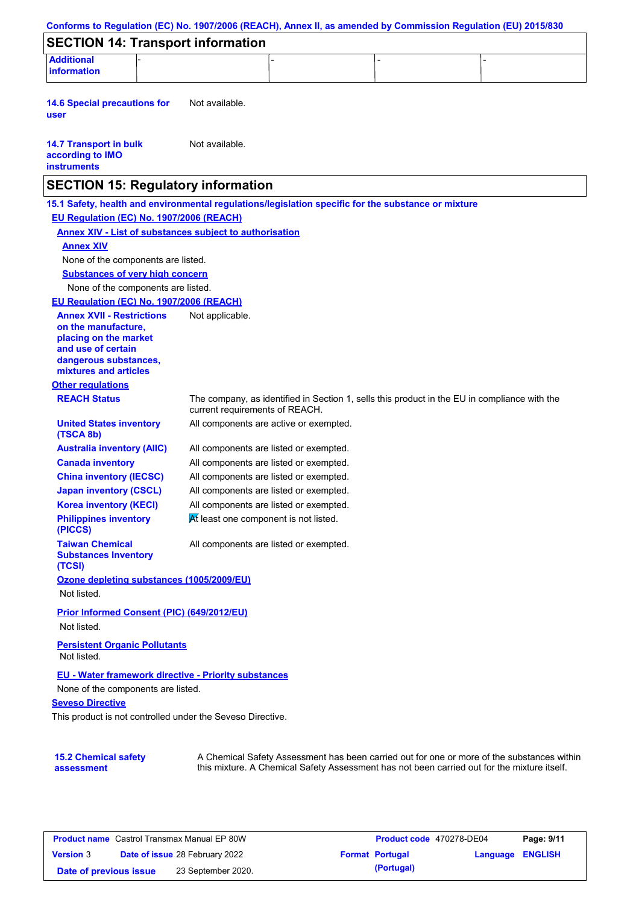## SECTION 14: Transport information

| Additional information | - | - | - | - |
|---|---|---|---|---|

**14.6 Special precautions for user**: Not available.

**14.7 Transport in bulk according to IMO instruments**: Not available.

## SECTION 15: Regulatory information

**15.1 Safety, health and environmental regulations/legislation specific for the substance or mixture**

**EU Regulation (EC) No. 1907/2006 (REACH)**

**Annex XIV - List of substances subject to authorisation**

**Annex XIV**

None of the components are listed.

**Substances of very high concern**

None of the components are listed.

**EU Regulation (EC) No. 1907/2006 (REACH)**

**Annex XVII - Restrictions on the manufacture, placing on the market and use of certain dangerous substances, mixtures and articles**: Not applicable.

**Other regulations**

| | |
|---|---|
| **REACH Status** | The company, as identified in Section 1, sells this product in the EU in compliance with the current requirements of REACH. |
| **United States inventory (TSCA 8b)** | All components are active or exempted. |
| **Australia inventory (AIIC)** | All components are listed or exempted. |
| **Canada inventory** | All components are listed or exempted. |
| **China inventory (IECSC)** | All components are listed or exempted. |
| **Japan inventory (CSCL)** | All components are listed or exempted. |
| **Korea inventory (KECI)** | All components are listed or exempted. |
| **Philippines inventory (PICCS)** | At least one component is not listed. |
| **Taiwan Chemical Substances Inventory (TCSI)** | All components are listed or exempted. |

**Ozone depleting substances (1005/2009/EU)**

Not listed.

**Prior Informed Consent (PIC) (649/2012/EU)**

Not listed.

**Persistent Organic Pollutants**

Not listed.

**EU - Water framework directive - Priority substances**

None of the components are listed.

**Seveso Directive**

This product is not controlled under the Seveso Directive.

**15.2 Chemical safety assessment**: A Chemical Safety Assessment has been carried out for one or more of the substances within this mixture. A Chemical Safety Assessment has not been carried out for the mixture itself.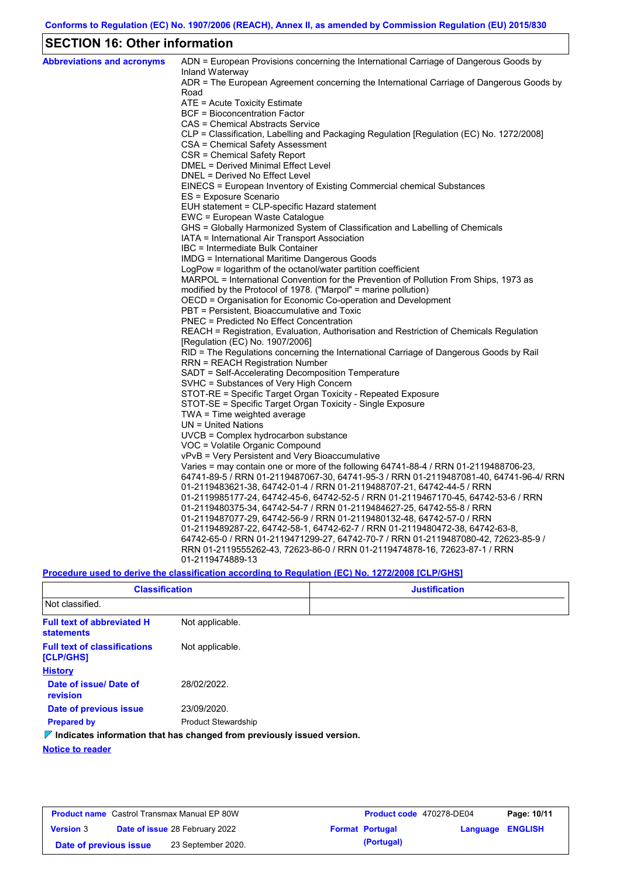Conforms to Regulation (EC) No. 1907/2006 (REACH), Annex II, as amended by Commission Regulation (EU) 2015/830

## SECTION 16: Other information

**Abbreviations and acronyms**

ADN = European Provisions concerning the International Carriage of Dangerous Goods by Inland Waterway
ADR = The European Agreement concerning the International Carriage of Dangerous Goods by Road
ATE = Acute Toxicity Estimate
BCF = Bioconcentration Factor
CAS = Chemical Abstracts Service
CLP = Classification, Labelling and Packaging Regulation [Regulation (EC) No. 1272/2008]
CSA = Chemical Safety Assessment
CSR = Chemical Safety Report
DMEL = Derived Minimal Effect Level
DNEL = Derived No Effect Level
EINECS = European Inventory of Existing Commercial chemical Substances
ES = Exposure Scenario
EUH statement = CLP-specific Hazard statement
EWC = European Waste Catalogue
GHS = Globally Harmonized System of Classification and Labelling of Chemicals
IATA = International Air Transport Association
IBC = Intermediate Bulk Container
IMDG = International Maritime Dangerous Goods
LogPow = logarithm of the octanol/water partition coefficient
MARPOL = International Convention for the Prevention of Pollution From Ships, 1973 as modified by the Protocol of 1978. ("Marpol" = marine pollution)
OECD = Organisation for Economic Co-operation and Development
PBT = Persistent, Bioaccumulative and Toxic
PNEC = Predicted No Effect Concentration
REACH = Registration, Evaluation, Authorisation and Restriction of Chemicals Regulation [Regulation (EC) No. 1907/2006]
RID = The Regulations concerning the International Carriage of Dangerous Goods by Rail
RRN = REACH Registration Number
SADT = Self-Accelerating Decomposition Temperature
SVHC = Substances of Very High Concern
STOT-RE = Specific Target Organ Toxicity - Repeated Exposure
STOT-SE = Specific Target Organ Toxicity - Single Exposure
TWA = Time weighted average
UN = United Nations
UVCB = Complex hydrocarbon substance
VOC = Volatile Organic Compound
vPvB = Very Persistent and Very Bioaccumulative
Varies = may contain one or more of the following 64741-88-4 / RRN 01-2119488706-23, 64741-89-5 / RRN 01-2119487067-30, 64741-95-3 / RRN 01-2119487081-40, 64741-96-4/ RRN 01-2119483621-38, 64742-01-4 / RRN 01-2119488707-21, 64742-44-5 / RRN 01-2119985177-24, 64742-45-6, 64742-52-5 / RRN 01-2119467170-45, 64742-53-6 / RRN 01-2119480375-34, 64742-54-7 / RRN 01-2119484627-25, 64742-55-8 / RRN 01-2119487077-29, 64742-56-9 / RRN 01-2119480132-48, 64742-57-0 / RRN 01-2119489287-22, 64742-58-1, 64742-62-7 / RRN 01-2119480472-38, 64742-63-8, 64742-65-0 / RRN 01-2119471299-27, 64742-70-7 / RRN 01-2119487080-42, 72623-85-9 / RRN 01-2119555262-43, 72623-86-0 / RRN 01-2119474878-16, 72623-87-1 / RRN 01-2119474889-13

**Procedure used to derive the classification according to Regulation (EC) No. 1272/2008 [CLP/GHS]**

| Classification | Justification |
|---|---|
| Not classified. | |

**Full text of abbreviated H statements**: Not applicable.

**Full text of classifications [CLP/GHS]**: Not applicable.

**History**

**Date of issue/ Date of revision**: 28/02/2022.

**Date of previous issue**: 23/09/2020.

**Prepared by**: Product Stewardship

**Indicates information that has changed from previously issued version.**

**Notice to reader**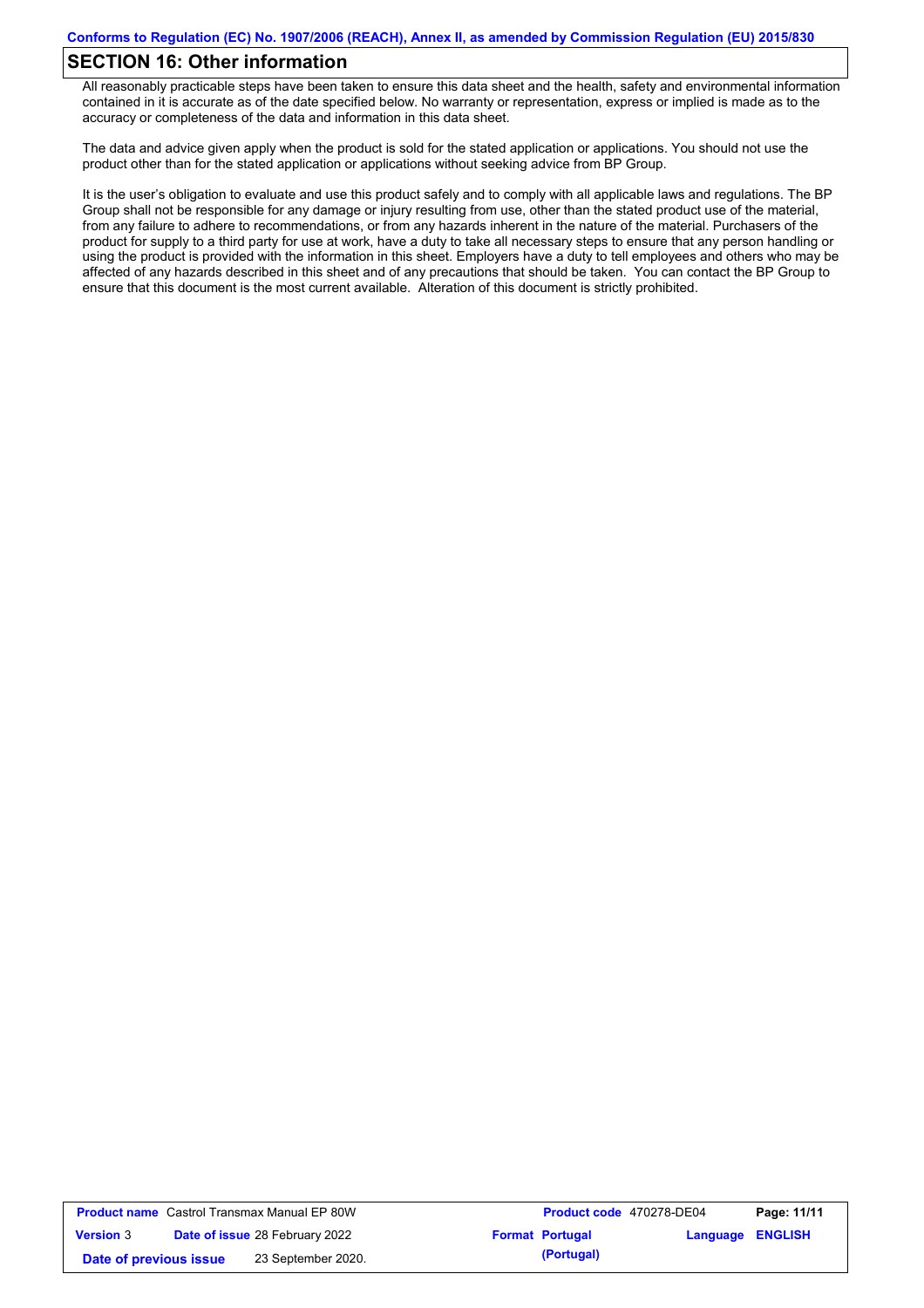## SECTION 16: Other information

All reasonably practicable steps have been taken to ensure this data sheet and the health, safety and environmental information contained in it is accurate as of the date specified below. No warranty or representation, express or implied is made as to the accuracy or completeness of the data and information in this data sheet.

The data and advice given apply when the product is sold for the stated application or applications. You should not use the product other than for the stated application or applications without seeking advice from BP Group.

It is the user's obligation to evaluate and use this product safely and to comply with all applicable laws and regulations. The BP Group shall not be responsible for any damage or injury resulting from use, other than the stated product use of the material, from any failure to adhere to recommendations, or from any hazards inherent in the nature of the material. Purchasers of the product for supply to a third party for use at work, have a duty to take all necessary steps to ensure that any person handling or using the product is provided with the information in this sheet. Employers have a duty to tell employees and others who may be affected of any hazards described in this sheet and of any precautions that should be taken. You can contact the BP Group to ensure that this document is the most current available. Alteration of this document is strictly prohibited.

| | | | |
|---|---|---|---|
| **Product name** Castrol Transmax Manual EP 80W | | **Product code** 470278-DE04 | |
| **Version** 3 | **Date of issue** 28 February 2022 | **Format** Portugal (Portugal) | **Language** ENGLISH |
| **Date of previous issue** | 23 September 2020. | | |